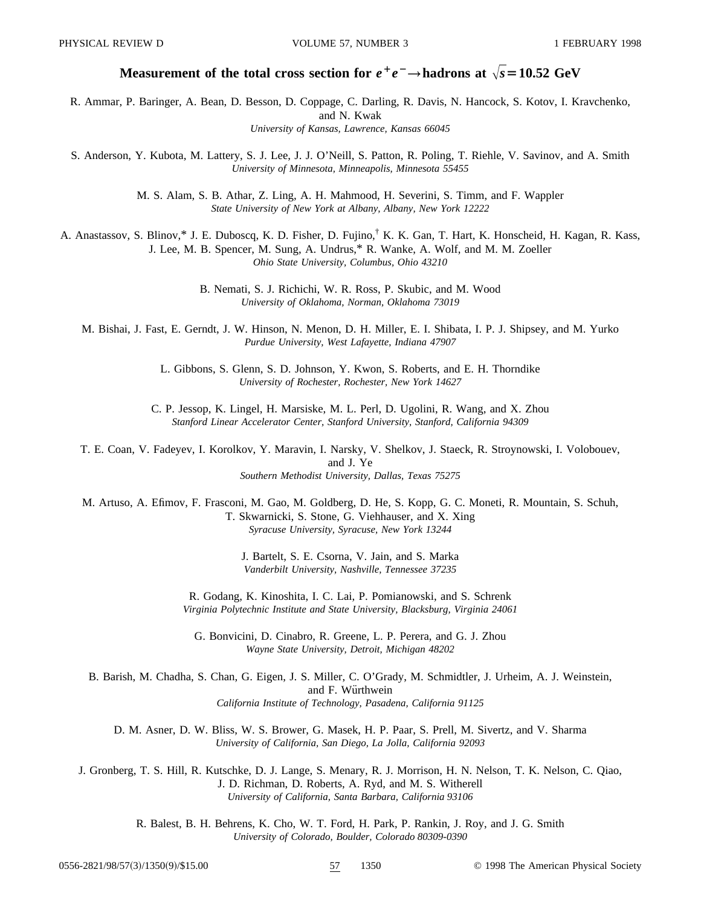# Measurement of the total cross section for $e^+e^- \to$ hadrons at $\sqrt{s} = 10.52$ GeV

R. Ammar, P. Baringer, A. Bean, D. Besson, D. Coppage, C. Darling, R. Davis, N. Hancock, S. Kotov, I. Kravchenko, and N. Kwak
*University of Kansas, Lawrence, Kansas 66045*

S. Anderson, Y. Kubota, M. Lattery, S. J. Lee, J. J. O'Neill, S. Patton, R. Poling, T. Riehle, V. Savinov, and A. Smith
*University of Minnesota, Minneapolis, Minnesota 55455*

M. S. Alam, S. B. Athar, Z. Ling, A. H. Mahmood, H. Severini, S. Timm, and F. Wappler
*State University of New York at Albany, Albany, New York 12222*

A. Anastassov, S. Blinov,* J. E. Duboscq, K. D. Fisher, D. Fujino,[†] K. K. Gan, T. Hart, K. Honscheid, H. Kagan, R. Kass, J. Lee, M. B. Spencer, M. Sung, A. Undrus,* R. Wanke, A. Wolf, and M. M. Zoeller
*Ohio State University, Columbus, Ohio 43210*

B. Nemati, S. J. Richichi, W. R. Ross, P. Skubic, and M. Wood
*University of Oklahoma, Norman, Oklahoma 73019*

M. Bishai, J. Fast, E. Gerndt, J. W. Hinson, N. Menon, D. H. Miller, E. I. Shibata, I. P. J. Shipsey, and M. Yurko
*Purdue University, West Lafayette, Indiana 47907*

L. Gibbons, S. Glenn, S. D. Johnson, Y. Kwon, S. Roberts, and E. H. Thorndike
*University of Rochester, Rochester, New York 14627*

C. P. Jessop, K. Lingel, H. Marsiske, M. L. Perl, D. Ugolini, R. Wang, and X. Zhou
*Stanford Linear Accelerator Center, Stanford University, Stanford, California 94309*

T. E. Coan, V. Fadeyev, I. Korolkov, Y. Maravin, I. Narsky, V. Shelkov, J. Staeck, R. Stroynowski, I. Volobouev, and J. Ye
*Southern Methodist University, Dallas, Texas 75275*

M. Artuso, A. Efimov, F. Frasconi, M. Gao, M. Goldberg, D. He, S. Kopp, G. C. Moneti, R. Mountain, S. Schuh, T. Skwarnicki, S. Stone, G. Viehhauser, and X. Xing
*Syracuse University, Syracuse, New York 13244*

J. Bartelt, S. E. Csorna, V. Jain, and S. Marka
*Vanderbilt University, Nashville, Tennessee 37235*

R. Godang, K. Kinoshita, I. C. Lai, P. Pomianowski, and S. Schrenk
*Virginia Polytechnic Institute and State University, Blacksburg, Virginia 24061*

G. Bonvicini, D. Cinabro, R. Greene, L. P. Perera, and G. J. Zhou
*Wayne State University, Detroit, Michigan 48202*

B. Barish, M. Chadha, S. Chan, G. Eigen, J. S. Miller, C. O'Grady, M. Schmidtler, J. Urheim, A. J. Weinstein, and F. Würthwein
*California Institute of Technology, Pasadena, California 91125*

D. M. Asner, D. W. Bliss, W. S. Brower, G. Masek, H. P. Paar, S. Prell, M. Sivertz, and V. Sharma
*University of California, San Diego, La Jolla, California 92093*

J. Gronberg, T. S. Hill, R. Kutschke, D. J. Lange, S. Menary, R. J. Morrison, H. N. Nelson, T. K. Nelson, C. Qiao, J. D. Richman, D. Roberts, A. Ryd, and M. S. Witherell
*University of California, Santa Barbara, California 93106*

R. Balest, B. H. Behrens, K. Cho, W. T. Ford, H. Park, P. Rankin, J. Roy, and J. G. Smith
*University of Colorado, Boulder, Colorado 80309-0390*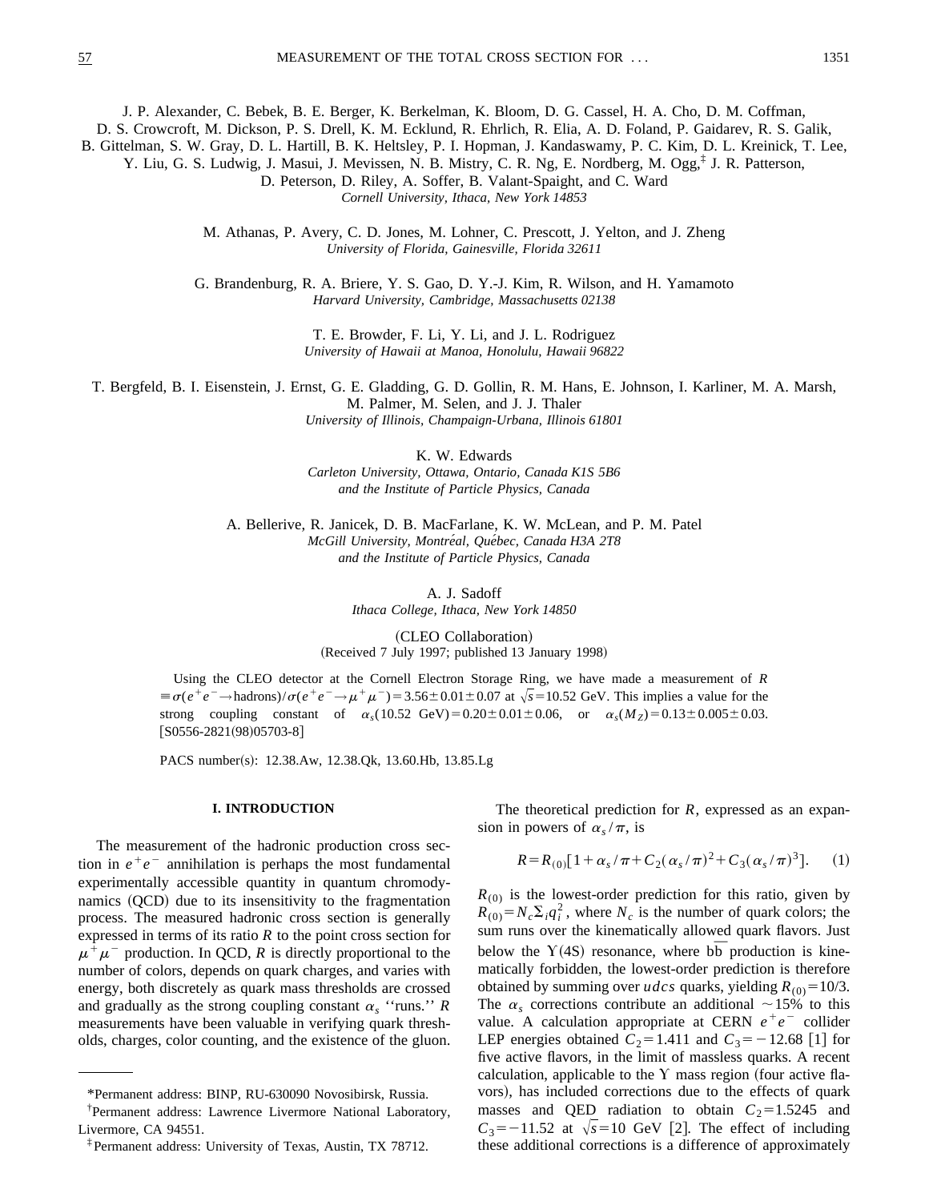J. P. Alexander, C. Bebek, B. E. Berger, K. Berkelman, K. Bloom, D. G. Cassel, H. A. Cho, D. M. Coffman, D. S. Crowcroft, M. Dickson, P. S. Drell, K. M. Ecklund, R. Ehrlich, R. Elia, A. D. Foland, P. Gaidarev, R. S. Galik, B. Gittelman, S. W. Gray, D. L. Hartill, B. K. Heltsley, P. I. Hopman, J. Kandaswamy, P. C. Kim, D. L. Kreinick, T. Lee, Y. Liu, G. S. Ludwig, J. Masui, J. Mevissen, N. B. Mistry, C. R. Ng, E. Nordberg, M. Ogg,[‡] J. R. Patterson, D. Peterson, D. Riley, A. Soffer, B. Valant-Spaight, and C. Ward

*Cornell University, Ithaca, New York 14853*

M. Athanas, P. Avery, C. D. Jones, M. Lohner, C. Prescott, J. Yelton, and J. Zheng

*University of Florida, Gainesville, Florida 32611*

G. Brandenburg, R. A. Briere, Y. S. Gao, D. Y.-J. Kim, R. Wilson, and H. Yamamoto

*Harvard University, Cambridge, Massachusetts 02138*

T. E. Browder, F. Li, Y. Li, and J. L. Rodriguez

*University of Hawaii at Manoa, Honolulu, Hawaii 96822*

T. Bergfeld, B. I. Eisenstein, J. Ernst, G. E. Gladding, G. D. Gollin, R. M. Hans, E. Johnson, I. Karliner, M. A. Marsh, M. Palmer, M. Selen, and J. J. Thaler

*University of Illinois, Champaign-Urbana, Illinois 61801*

K. W. Edwards

*Carleton University, Ottawa, Ontario, Canada K1S 5B6 and the Institute of Particle Physics, Canada*

A. Bellerive, R. Janicek, D. B. MacFarlane, K. W. McLean, and P. M. Patel

*McGill University, Montréal, Québec, Canada H3A 2T8 and the Institute of Particle Physics, Canada*

A. J. Sadoff

*Ithaca College, Ithaca, New York 14850*

(CLEO Collaboration)

(Received 7 July 1997; published 13 January 1998)

Using the CLEO detector at the Cornell Electron Storage Ring, we have made a measurement of $R \equiv \sigma(e^+e^- \to \text{hadrons})/\sigma(e^+e^- \to \mu^+\mu^-) = 3.56 \pm 0.01 \pm 0.07$ at $\sqrt{s} = 10.52$ GeV. This implies a value for the strong coupling constant of $\alpha_s(10.52\ \text{GeV}) = 0.20 \pm 0.01 \pm 0.06$, or $\alpha_s(M_Z) = 0.13 \pm 0.005 \pm 0.03$. [S0556-2821(98)05703-8]

PACS number(s): 12.38.Aw, 12.38.Qk, 13.60.Hb, 13.85.Lg

## I. INTRODUCTION

The measurement of the hadronic production cross section in $e^+e^-$ annihilation is perhaps the most fundamental experimentally accessible quantity in quantum chromodynamics (QCD) due to its insensitivity to the fragmentation process. The measured hadronic cross section is generally expressed in terms of its ratio $R$ to the point cross section for $\mu^+\mu^-$ production. In QCD, $R$ is directly proportional to the number of colors, depends on quark charges, and varies with energy, both discretely as quark mass thresholds are crossed and gradually as the strong coupling constant $\alpha_s$ "runs." $R$ measurements have been valuable in verifying quark thresholds, charges, color counting, and the existence of the gluon.

The theoretical prediction for $R$, expressed as an expansion in powers of $\alpha_s/\pi$, is

$$R = R_{(0)}[1 + \alpha_s/\pi + C_2(\alpha_s/\pi)^2 + C_3(\alpha_s/\pi)^3]. \quad (1)$$

$R_{(0)}$ is the lowest-order prediction for this ratio, given by $R_{(0)} = N_c \Sigma_i q_i^2$, where $N_c$ is the number of quark colors; the sum runs over the kinematically allowed quark flavors. Just below the $\Upsilon(4S)$ resonance, where $b\bar{b}$ production is kinematically forbidden, the lowest-order prediction is therefore obtained by summing over $udcs$ quarks, yielding $R_{(0)} = 10/3$. The $\alpha_s$ corrections contribute an additional $\sim 15\%$ to this value. A calculation appropriate at CERN $e^+e^-$ collider LEP energies obtained $C_2 = 1.411$ and $C_3 = -12.68$ [1] for five active flavors, in the limit of massless quarks. A recent calculation, applicable to the $\Upsilon$ mass region (four active flavors), has included corrections due to the effects of quark masses and QED radiation to obtain $C_2 = 1.5245$ and $C_3 = -11.52$ at $\sqrt{s} = 10$ GeV [2]. The effect of including these additional corrections is a difference of approximately

---

*Permanent address: BINP, RU-630090 Novosibirsk, Russia.

†Permanent address: Lawrence Livermore National Laboratory, Livermore, CA 94551.

‡Permanent address: University of Texas, Austin, TX 78712.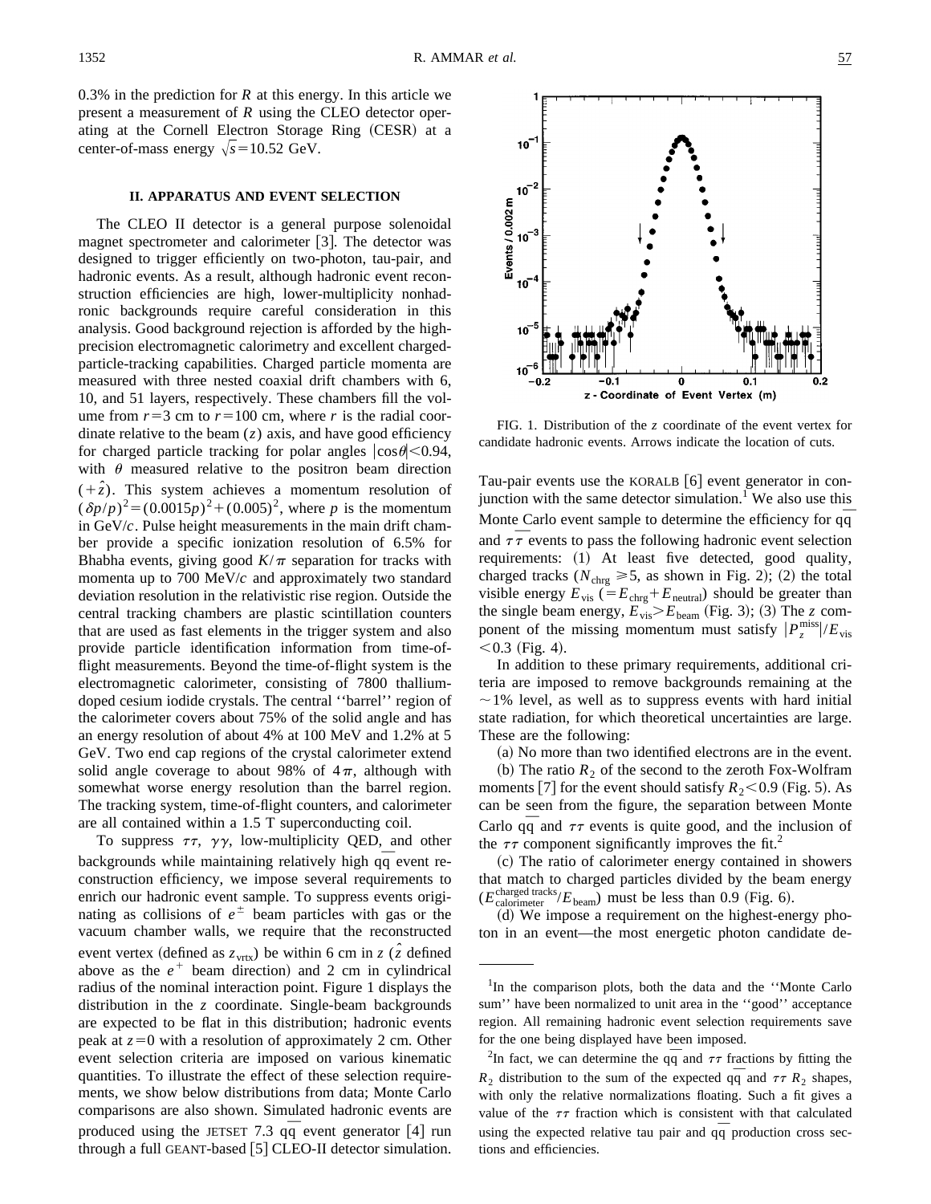0.3% in the prediction for $R$ at this energy. In this article we present a measurement of $R$ using the CLEO detector operating at the Cornell Electron Storage Ring (CESR) at a center-of-mass energy $\sqrt{s}=10.52$ GeV.

## II. APPARATUS AND EVENT SELECTION

The CLEO II detector is a general purpose solenoidal magnet spectrometer and calorimeter [3]. The detector was designed to trigger efficiently on two-photon, tau-pair, and hadronic events. As a result, although hadronic event reconstruction efficiencies are high, lower-multiplicity nonhadronic backgrounds require careful consideration in this analysis. Good background rejection is afforded by the high-precision electromagnetic calorimetry and excellent charged-particle-tracking capabilities. Charged particle momenta are measured with three nested coaxial drift chambers with 6, 10, and 51 layers, respectively. These chambers fill the volume from $r=3$ cm to $r=100$ cm, where $r$ is the radial coordinate relative to the beam ($z$) axis, and have good efficiency for charged particle tracking for polar angles $|\cos\theta|<0.94$, with $\theta$ measured relative to the positron beam direction ($+\hat{z}$). This system achieves a momentum resolution of $(\delta p/p)^2=(0.0015p)^2+(0.005)^2$, where $p$ is the momentum in GeV/$c$. Pulse height measurements in the main drift chamber provide a specific ionization resolution of 6.5% for Bhabha events, giving good $K/\pi$ separation for tracks with momenta up to 700 MeV/$c$ and approximately two standard deviation resolution in the relativistic rise region. Outside the central tracking chambers are plastic scintillation counters that are used as fast elements in the trigger system and also provide particle identification information from time-of-flight measurements. Beyond the time-of-flight system is the electromagnetic calorimeter, consisting of 7800 thallium-doped cesium iodide crystals. The central "barrel" region of the calorimeter covers about 75% of the solid angle and has an energy resolution of about 4% at 100 MeV and 1.2% at 5 GeV. Two end cap regions of the crystal calorimeter extend solid angle coverage to about 98% of $4\pi$, although with somewhat worse energy resolution than the barrel region. The tracking system, time-of-flight counters, and calorimeter are all contained within a 1.5 T superconducting coil.

To suppress $\tau\tau$, $\gamma\gamma$, low-multiplicity QED, and other backgrounds while maintaining relatively high $q\bar{q}$ event reconstruction efficiency, we impose several requirements to enrich our hadronic event sample. To suppress events originating as collisions of $e^{\pm}$ beam particles with gas or the vacuum chamber walls, we require that the reconstructed event vertex (defined as $z_{\mathrm{vrtx}}$) be within 6 cm in $z$ ($\hat{z}$ defined above as the $e^+$ beam direction) and 2 cm in cylindrical radius of the nominal interaction point. Figure 1 displays the distribution in the $z$ coordinate. Single-beam backgrounds are expected to be flat in this distribution; hadronic events peak at $z=0$ with a resolution of approximately 2 cm. Other event selection criteria are imposed on various kinematic quantities. To illustrate the effect of these selection requirements, we show below distributions from data; Monte Carlo comparisons are also shown. Simulated hadronic events are produced using the JETSET 7.3 $q\bar{q}$ event generator [4] run through a full GEANT-based [5] CLEO-II detector simulation.

FIG. 1. Distribution of the $z$ coordinate of the event vertex for candidate hadronic events. Arrows indicate the location of cuts.

Tau-pair events use the KORALB [6] event generator in conjunction with the same detector simulation.[1] We also use this Monte Carlo event sample to determine the efficiency for $q\bar{q}$ and $\tau\bar{\tau}$ events to pass the following hadronic event selection requirements: (1) At least five detected, good quality, charged tracks ($N_{\mathrm{chrg}}\geq 5$, as shown in Fig. 2); (2) the total visible energy $E_{\mathrm{vis}}$ ($=E_{\mathrm{chrg}}+E_{\mathrm{neutral}}$) should be greater than the single beam energy, $E_{\mathrm{vis}}>E_{\mathrm{beam}}$ (Fig. 3); (3) The $z$ component of the missing momentum must satisfy $|P_z^{\mathrm{miss}}|/E_{\mathrm{vis}}<0.3$ (Fig. 4).

In addition to these primary requirements, additional criteria are imposed to remove backgrounds remaining at the $\sim$1% level, as well as to suppress events with hard initial state radiation, for which theoretical uncertainties are large. These are the following:

(a) No more than two identified electrons are in the event.

(b) The ratio $R_2$ of the second to the zeroth Fox-Wolfram moments [7] for the event should satisfy $R_2<0.9$ (Fig. 5). As can be seen from the figure, the separation between Monte Carlo $q\bar{q}$ and $\tau\tau$ events is quite good, and the inclusion of the $\tau\tau$ component significantly improves the fit.[2]

(c) The ratio of calorimeter energy contained in showers that match to charged particles divided by the beam energy ($E_{\mathrm{calorimeter}}^{\mathrm{charged\ tracks}}/E_{\mathrm{beam}}$) must be less than 0.9 (Fig. 6).

(d) We impose a requirement on the highest-energy photon in an event—the most energetic photon candidate de-

---

[1] In the comparison plots, both the data and the "Monte Carlo sum" have been normalized to unit area in the "good" acceptance region. All remaining hadronic event selection requirements save for the one being displayed have been imposed.

[2] In fact, we can determine the $q\bar{q}$ and $\tau\tau$ fractions by fitting the $R_2$ distribution to the sum of the expected $q\bar{q}$ and $\tau\tau$ $R_2$ shapes, with only the relative normalizations floating. Such a fit gives a value of the $\tau\tau$ fraction which is consistent with that calculated using the expected relative tau pair and $q\bar{q}$ production cross sections and efficiencies.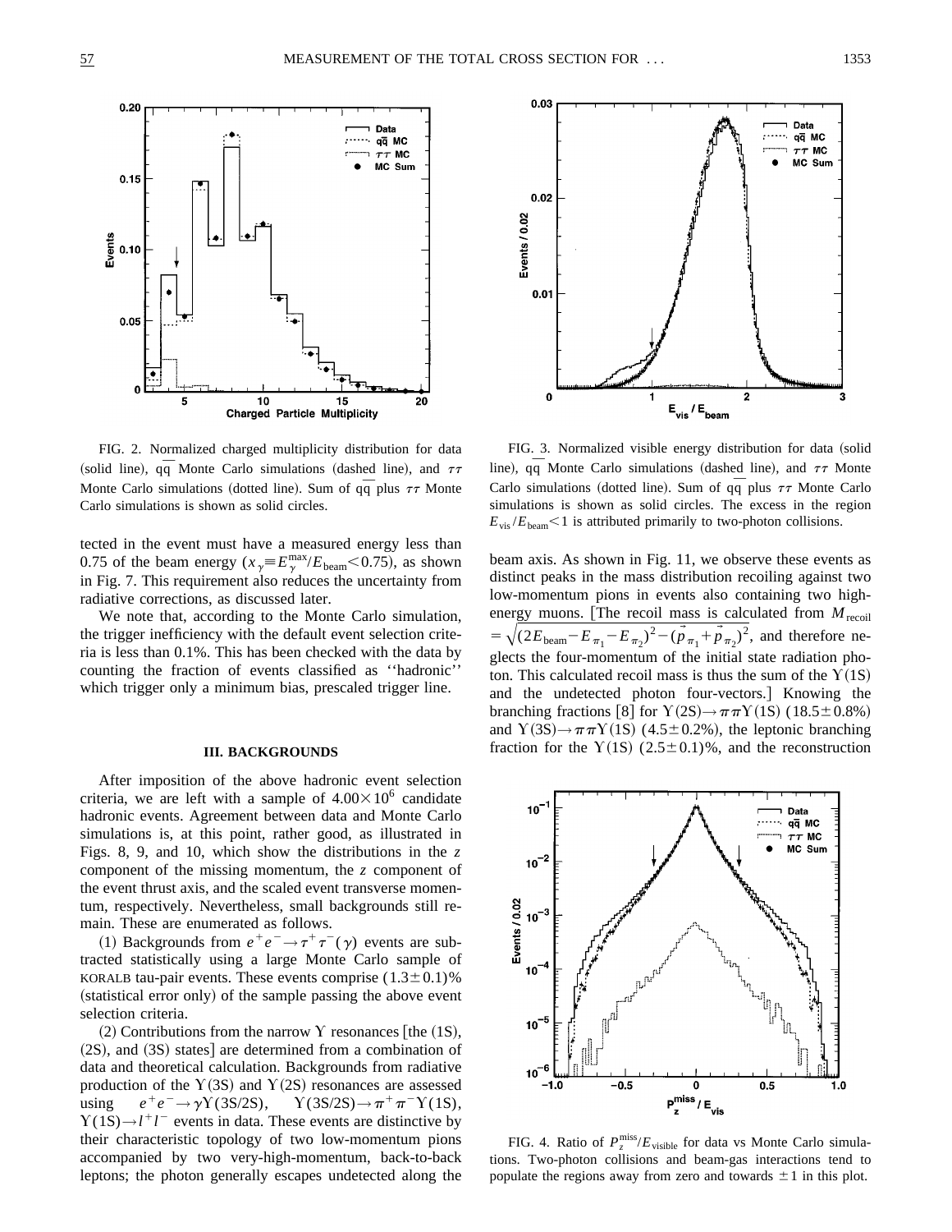FIG. 2. Normalized charged multiplicity distribution for data (solid line), $q\bar{q}$ Monte Carlo simulations (dashed line), and $\tau\tau$ Monte Carlo simulations (dotted line). Sum of $q\bar{q}$ plus $\tau\tau$ Monte Carlo simulations is shown as solid circles.

FIG. 3. Normalized visible energy distribution for data (solid line), $q\bar{q}$ Monte Carlo simulations (dashed line), and $\tau\tau$ Monte Carlo simulations (dotted line). Sum of $q\bar{q}$ plus $\tau\tau$ Monte Carlo simulations is shown as solid circles. The excess in the region $E_{\rm vis}/E_{\rm beam}<1$ is attributed primarily to two-photon collisions.

tected in the event must have a measured energy less than 0.75 of the beam energy ($x_\gamma \equiv E_\gamma^{\rm max}/E_{\rm beam}<0.75$), as shown in Fig. 7. This requirement also reduces the uncertainty from radiative corrections, as discussed later.

We note that, according to the Monte Carlo simulation, the trigger inefficiency with the default event selection criteria is less than 0.1%. This has been checked with the data by counting the fraction of events classified as ''hadronic'' which trigger only a minimum bias, prescaled trigger line.

### III. BACKGROUNDS

After imposition of the above hadronic event selection criteria, we are left with a sample of $4.00\times10^6$ candidate hadronic events. Agreement between data and Monte Carlo simulations is, at this point, rather good, as illustrated in Figs. 8, 9, and 10, which show the distributions in the $z$ component of the missing momentum, the $z$ component of the event thrust axis, and the scaled event transverse momentum, respectively. Nevertheless, small backgrounds still remain. These are enumerated as follows.

(1) Backgrounds from $e^+e^-\to\tau^+\tau^-(\gamma)$ events are subtracted statistically using a large Monte Carlo sample of KORALB tau-pair events. These events comprise $(1.3\pm0.1)\%$ (statistical error only) of the sample passing the above event selection criteria.

(2) Contributions from the narrow $\Upsilon$ resonances [the (1S), (2S), and (3S) states] are determined from a combination of data and theoretical calculation. Backgrounds from radiative production of the $\Upsilon(3S)$ and $\Upsilon(2S)$ resonances are assessed using $e^+e^-\to\gamma\Upsilon(3S/2S)$, $\Upsilon(3S/2S)\to\pi^+\pi^-\Upsilon(1S)$, $\Upsilon(1S)\to l^+l^-$ events in data. These events are distinctive by their characteristic topology of two low-momentum pions accompanied by two very-high-momentum, back-to-back leptons; the photon generally escapes undetected along the beam axis. As shown in Fig. 11, we observe these events as distinct peaks in the mass distribution recoiling against two low-momentum pions in events also containing two high-energy muons. [The recoil mass is calculated from $M_{\rm recoil}=\sqrt{(2E_{\rm beam}-E_{\pi_1}-E_{\pi_2})^2-(\vec{p}_{\pi_1}+\vec{p}_{\pi_2})^2}$, and therefore neglects the four-momentum of the initial state radiation photon. This calculated recoil mass is thus the sum of the $\Upsilon(1S)$ and the undetected photon four-vectors.] Knowing the branching fractions [8] for $\Upsilon(2S)\to\pi\pi\Upsilon(1S)$ $(18.5\pm0.8\%)$ and $\Upsilon(3S)\to\pi\pi\Upsilon(1S)$ $(4.5\pm0.2\%)$, the leptonic branching fraction for the $\Upsilon(1S)$ $(2.5\pm0.1)\%$, and the reconstruction

FIG. 4. Ratio of $P_z^{\rm miss}/E_{\rm visible}$ for data vs Monte Carlo simulations. Two-photon collisions and beam-gas interactions tend to populate the regions away from zero and towards $\pm1$ in this plot.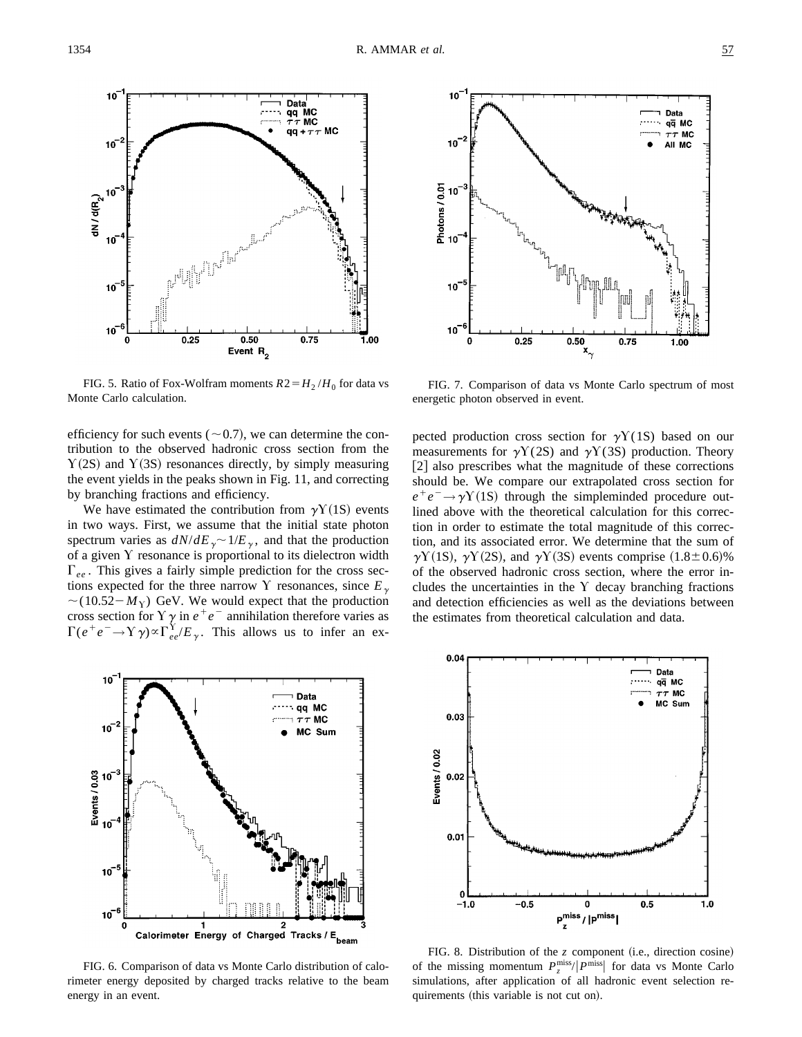FIG. 5. Ratio of Fox-Wolfram moments $R2 = H_2/H_0$ for data vs Monte Carlo calculation.

FIG. 7. Comparison of data vs Monte Carlo spectrum of most energetic photon observed in event.

efficiency for such events ($\sim 0.7$), we can determine the contribution to the observed hadronic cross section from the $\Upsilon(2S)$ and $\Upsilon(3S)$ resonances directly, by simply measuring the event yields in the peaks shown in Fig. 11, and correcting by branching fractions and efficiency.

We have estimated the contribution from $\gamma\Upsilon(1S)$ events in two ways. First, we assume that the initial state photon spectrum varies as $dN/dE_\gamma \sim 1/E_\gamma$, and that the production of a given $\Upsilon$ resonance is proportional to its dielectron width $\Gamma_{ee}$. This gives a fairly simple prediction for the cross sections expected for the three narrow $\Upsilon$ resonances, since $E_\gamma \sim (10.52 - M_\Upsilon)$ GeV. We would expect that the production cross section for $\Upsilon\gamma$ in $e^+e^-$ annihilation therefore varies as $\Gamma(e^+e^- \to \Upsilon\gamma) \propto \Gamma_{ee}^{\Upsilon}/E_\gamma$. This allows us to infer an expected production cross section for $\gamma\Upsilon(1S)$ based on our measurements for $\gamma\Upsilon(2S)$ and $\gamma\Upsilon(3S)$ production. Theory [2] also prescribes what the magnitude of these corrections should be. We compare our extrapolated cross section for $e^+e^- \to \gamma\Upsilon(1S)$ through the simpleminded procedure outlined above with the theoretical calculation for this correction in order to estimate the total magnitude of this correction, and its associated error. We determine that the sum of $\gamma\Upsilon(1S)$, $\gamma\Upsilon(2S)$, and $\gamma\Upsilon(3S)$ events comprise $(1.8 \pm 0.6)\%$ of the observed hadronic cross section, where the error includes the uncertainties in the $\Upsilon$ decay branching fractions and detection efficiencies as well as the deviations between the estimates from theoretical calculation and data.

FIG. 6. Comparison of data vs Monte Carlo distribution of calorimeter energy deposited by charged tracks relative to the beam energy in an event.

FIG. 8. Distribution of the $z$ component (i.e., direction cosine) of the missing momentum $P_z^{\rm miss}/|P^{\rm miss}|$ for data vs Monte Carlo simulations, after application of all hadronic event selection requirements (this variable is not cut on).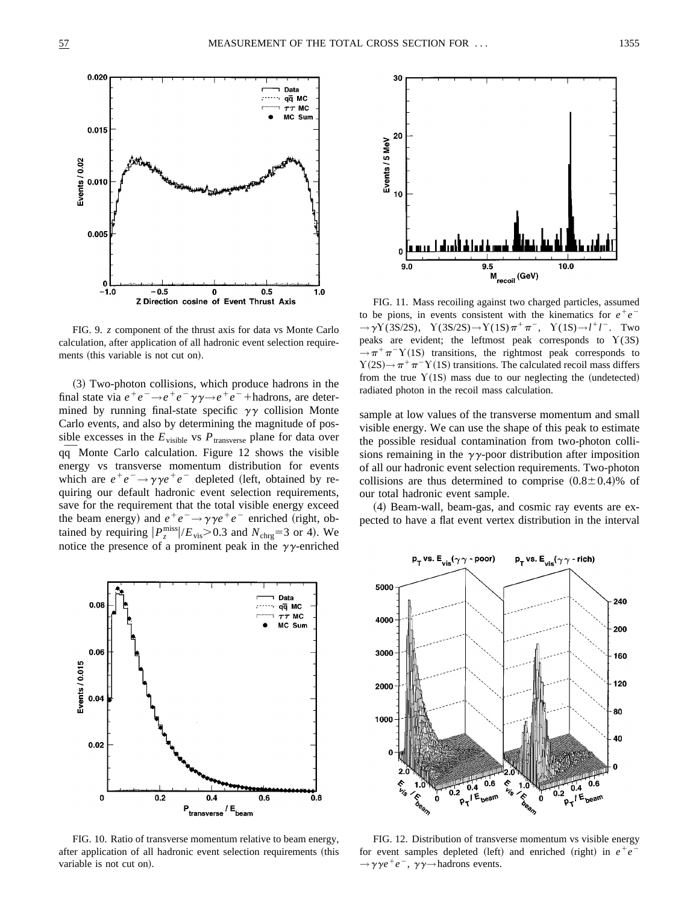FIG. 9. $z$ component of the thrust axis for data vs Monte Carlo calculation, after application of all hadronic event selection requirements (this variable is not cut on).

FIG. 11. Mass recoiling against two charged particles, assumed to be pions, in events consistent with the kinematics for $e^+e^- \to \gamma\Upsilon(3S/2S)$, $\Upsilon(3S/2S) \to \Upsilon(1S)\pi^+\pi^-$, $\Upsilon(1S) \to l^+l^-$. Two peaks are evident; the leftmost peak corresponds to $\Upsilon(3S) \to \pi^+\pi^-\Upsilon(1S)$ transitions, the rightmost peak corresponds to $\Upsilon(2S) \to \pi^+\pi^-\Upsilon(1S)$ transitions. The calculated recoil mass differs from the true $\Upsilon(1S)$ mass due to our neglecting the (undetected) radiated photon in the recoil mass calculation.

(3) Two-photon collisions, which produce hadrons in the final state via $e^+e^- \to e^+e^-\gamma\gamma \to e^+e^-$+hadrons, are determined by running final-state specific $\gamma\gamma$ collision Monte Carlo events, and also by determining the magnitude of possible excesses in the $E_{\mathrm{visible}}$ vs $P_{\mathrm{transverse}}$ plane for data over $\overline{qq}$ Monte Carlo calculation. Figure 12 shows the visible energy vs transverse momentum distribution for events which are $e^+e^- \to \gamma\gamma e^+e^-$ depleted (left, obtained by requiring our default hadronic event selection requirements, save for the requirement that the total visible energy exceed the beam energy) and $e^+e^- \to \gamma\gamma e^+e^-$ enriched (right, obtained by requiring $|P_z^{\mathrm{miss}}|/E_{\mathrm{vis}} > 0.3$ and $N_{\mathrm{chrg}} = 3$ or 4). We notice the presence of a prominent peak in the $\gamma\gamma$-enriched sample at low values of the transverse momentum and small visible energy. We can use the shape of this peak to estimate the possible residual contamination from two-photon collisions remaining in the $\gamma\gamma$-poor distribution after imposition of all our hadronic event selection requirements. Two-photon collisions are thus determined to comprise $(0.8 \pm 0.4)\%$ of our total hadronic event sample.

(4) Beam-wall, beam-gas, and cosmic ray events are expected to have a flat event vertex distribution in the interval

FIG. 10. Ratio of transverse momentum relative to beam energy, after application of all hadronic event selection requirements (this variable is not cut on).

FIG. 12. Distribution of transverse momentum vs visible energy for event samples depleted (left) and enriched (right) in $e^+e^- \to \gamma\gamma e^+e^-$, $\gamma\gamma \to$hadrons events.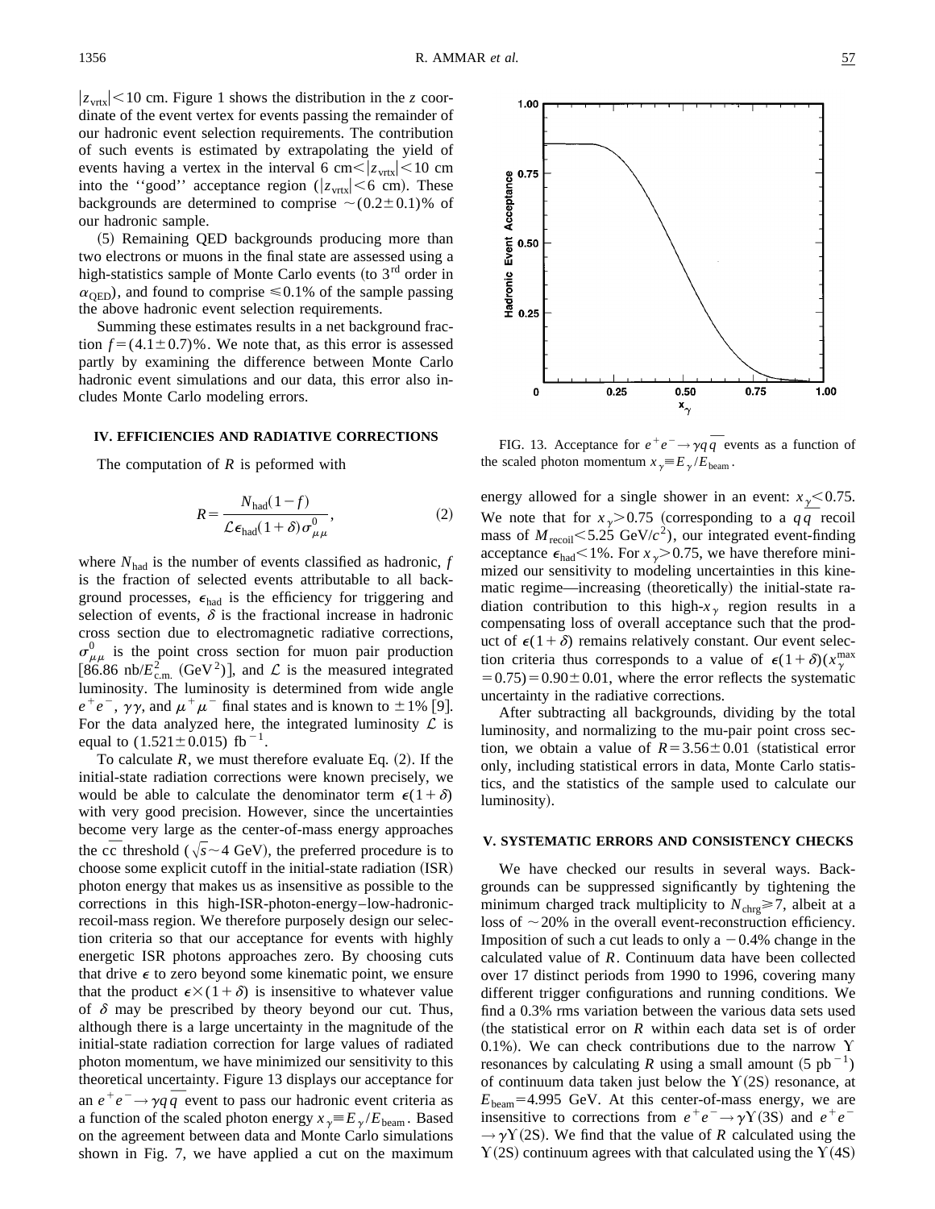$|z_{\rm vrtx}|<10$ cm. Figure 1 shows the distribution in the $z$ coordinate of the event vertex for events passing the remainder of our hadronic event selection requirements. The contribution of such events is estimated by extrapolating the yield of events having a vertex in the interval 6 cm$<|z_{\rm vrtx}|<$10 cm into the "good" acceptance region ($|z_{\rm vrtx}|<6$ cm). These backgrounds are determined to comprise $\sim(0.2\pm0.1)\%$ of our hadronic sample.

(5) Remaining QED backgrounds producing more than two electrons or muons in the final state are assessed using a high-statistics sample of Monte Carlo events (to 3rd order in $\alpha_{\rm QED}$), and found to comprise $\leq0.1\%$ of the sample passing the above hadronic event selection requirements.

Summing these estimates results in a net background fraction $f=(4.1\pm0.7)\%$. We note that, as this error is assessed partly by examining the difference between Monte Carlo hadronic event simulations and our data, this error also includes Monte Carlo modeling errors.

## IV. EFFICIENCIES AND RADIATIVE CORRECTIONS

The computation of $R$ is peformed with

$$R=\frac{N_{\rm had}(1-f)}{\mathcal{L}\epsilon_{\rm had}(1+\delta)\sigma^0_{\mu\mu}},\tag{2}$$

where $N_{\rm had}$ is the number of events classified as hadronic, $f$ is the fraction of selected events attributable to all background processes, $\epsilon_{\rm had}$ is the efficiency for triggering and selection of events, $\delta$ is the fractional increase in hadronic cross section due to electromagnetic radiative corrections, $\sigma^0_{\mu\mu}$ is the point cross section for muon pair production [86.86 nb/$E^2_{\rm c.m.}$ (GeV$^2$)], and $\mathcal{L}$ is the measured integrated luminosity. The luminosity is determined from wide angle $e^+e^-$, $\gamma\gamma$, and $\mu^+\mu^-$ final states and is known to $\pm1\%$ [9]. For the data analyzed here, the integrated luminosity $\mathcal{L}$ is equal to $(1.521\pm0.015)$ fb$^{-1}$.

To calculate $R$, we must therefore evaluate Eq. (2). If the initial-state radiation corrections were known precisely, we would be able to calculate the denominator term $\epsilon(1+\delta)$ with very good precision. However, since the uncertainties become very large as the center-of-mass energy approaches the $c\bar{c}$ threshold ($\sqrt{s}\sim4$ GeV), the preferred procedure is to choose some explicit cutoff in the initial-state radiation (ISR) photon energy that makes us as insensitive as possible to the corrections in this high-ISR-photon-energy–low-hadronic-recoil-mass region. We therefore purposely design our selection criteria so that our acceptance for events with highly energetic ISR photons approaches zero. By choosing cuts that drive $\epsilon$ to zero beyond some kinematic point, we ensure that the product $\epsilon\times(1+\delta)$ is insensitive to whatever value of $\delta$ may be prescribed by theory beyond our cut. Thus, although there is a large uncertainty in the magnitude of the initial-state radiation correction for large values of radiated photon momentum, we have minimized our sensitivity to this theoretical uncertainty. Figure 13 displays our acceptance for an $e^+e^-\to\gamma q\bar{q}$ event to pass our hadronic event criteria as a function of the scaled photon energy $x_\gamma\equiv E_\gamma/E_{\rm beam}$. Based on the agreement between data and Monte Carlo simulations shown in Fig. 7, we have applied a cut on the maximum energy allowed for a single shower in an event: $x_\gamma<0.75$. We note that for $x_\gamma>0.75$ (corresponding to a $q\bar{q}$ recoil mass of $M_{\rm recoil}<5.25$ GeV/$c^2$), our integrated event-finding acceptance $\epsilon_{\rm had}<1\%$. For $x_\gamma>0.75$, we have therefore minimized our sensitivity to modeling uncertainties in this kinematic regime—increasing (theoretically) the initial-state radiation contribution to this high-$x_\gamma$ region results in a compensating loss of overall acceptance such that the product of $\epsilon(1+\delta)$ remains relatively constant. Our event selection criteria thus corresponds to a value of $\epsilon(1+\delta)(x^{\rm max}_\gamma=0.75)=0.90\pm0.01$, where the error reflects the systematic uncertainty in the radiative corrections.

FIG. 13. Acceptance for $e^+e^-\to\gamma q\bar{q}$ events as a function of the scaled photon momentum $x_\gamma\equiv E_\gamma/E_{\rm beam}$.

After subtracting all backgrounds, dividing by the total luminosity, and normalizing to the mu-pair point cross section, we obtain a value of $R=3.56\pm0.01$ (statistical error only, including statistical errors in data, Monte Carlo statistics, and the statistics of the sample used to calculate our luminosity).

## V. SYSTEMATIC ERRORS AND CONSISTENCY CHECKS

We have checked our results in several ways. Backgrounds can be suppressed significantly by tightening the minimum charged track multiplicity to $N_{\rm chrg}\geq7$, albeit at a loss of $\sim20\%$ in the overall event-reconstruction efficiency. Imposition of such a cut leads to only a $-0.4\%$ change in the calculated value of $R$. Continuum data have been collected over 17 distinct periods from 1990 to 1996, covering many different trigger configurations and running conditions. We find a 0.3% rms variation between the various data sets used (the statistical error on $R$ within each data set is of order 0.1%). We can check contributions due to the narrow $\Upsilon$ resonances by calculating $R$ using a small amount (5 pb$^{-1}$) of continuum data taken just below the $\Upsilon(2S)$ resonance, at $E_{\rm beam}=4.995$ GeV. At this center-of-mass energy, we are insensitive to corrections from $e^+e^-\to\gamma\Upsilon(3S)$ and $e^+e^-\to\gamma\Upsilon(2S)$. We find that the value of $R$ calculated using the $\Upsilon(2S)$ continuum agrees with that calculated using the $\Upsilon(4S)$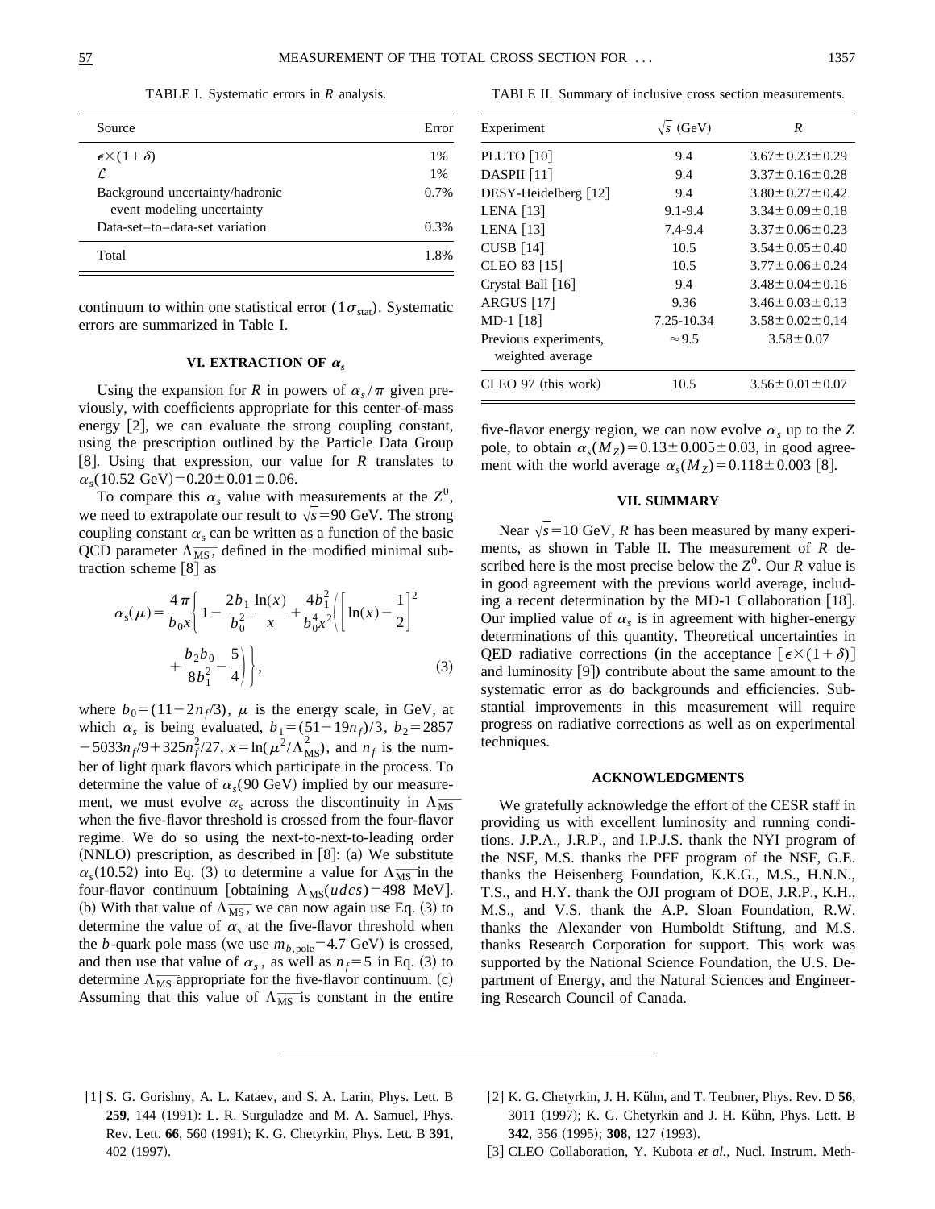TABLE I. Systematic errors in $R$ analysis.

| Source | Error |
|---|---|
| $\epsilon\times(1+\delta)$ | 1% |
| $\mathcal{L}$ | 1% |
| Background uncertainty/hadronic event modeling uncertainty | 0.7% |
| Data-set–to–data-set variation | 0.3% |
| Total | 1.8% |

continuum to within one statistical error ($1\sigma_{\mathrm{stat}}$). Systematic errors are summarized in Table I.

### VI. EXTRACTION OF $\alpha_s$

Using the expansion for $R$ in powers of $\alpha_s/\pi$ given previously, with coefficients appropriate for this center-of-mass energy [2], we can evaluate the strong coupling constant, using the prescription outlined by the Particle Data Group [8]. Using that expression, our value for $R$ translates to $\alpha_s(10.52\ \mathrm{GeV})=0.20\pm0.01\pm0.06$.

To compare this $\alpha_s$ value with measurements at the $Z^0$, we need to extrapolate our result to $\sqrt{s}=90$ GeV. The strong coupling constant $\alpha_s$ can be written as a function of the basic QCD parameter $\Lambda_{\overline{\mathrm{MS}}}$, defined in the modified minimal subtraction scheme [8] as

$$\alpha_s(\mu)=\frac{4\pi}{b_0x}\left\{1-\frac{2b_1}{b_0^2}\frac{\ln(x)}{x}+\frac{4b_1^2}{b_0^4x^2}\left(\left[\ln(x)-\frac{1}{2}\right]^2+\frac{b_2b_0}{8b_1^2}-\frac{5}{4}\right)\right\}, \tag{3}$$

where $b_0=(11-2n_f/3)$, $\mu$ is the energy scale, in GeV, at which $\alpha_s$ is being evaluated, $b_1=(51-19n_f)/3$, $b_2=2857-5033n_f/9+325n_f^2/27$, $x=\ln(\mu^2/\Lambda_{\overline{\mathrm{MS}}}^2)$, and $n_f$ is the number of light quark flavors which participate in the process. To determine the value of $\alpha_s(90\ \mathrm{GeV})$ implied by our measurement, we must evolve $\alpha_s$ across the discontinuity in $\Lambda_{\overline{\mathrm{MS}}}$ when the five-flavor threshold is crossed from the four-flavor regime. We do so using the next-to-next-to-leading order (NNLO) prescription, as described in [8]: (a) We substitute $\alpha_s(10.52)$ into Eq. (3) to determine a value for $\Lambda_{\overline{\mathrm{MS}}}$ in the four-flavor continuum [obtaining $\Lambda_{\overline{\mathrm{MS}}}(udcs)=498$ MeV]. (b) With that value of $\Lambda_{\overline{\mathrm{MS}}}$, we can now again use Eq. (3) to determine the value of $\alpha_s$ at the five-flavor threshold when the $b$-quark pole mass (we use $m_{b,\mathrm{pole}}=4.7$ GeV) is crossed, and then use that value of $\alpha_s$, as well as $n_f=5$ in Eq. (3) to determine $\Lambda_{\overline{\mathrm{MS}}}$ appropriate for the five-flavor continuum. (c) Assuming that this value of $\Lambda_{\overline{\mathrm{MS}}}$ is constant in the entire five-flavor energy region, we can now evolve $\alpha_s$ up to the $Z$ pole, to obtain $\alpha_s(M_Z)=0.13\pm0.005\pm0.03$, in good agreement with the world average $\alpha_s(M_Z)=0.118\pm0.003$ [8].

TABLE II. Summary of inclusive cross section measurements.

| Experiment | $\sqrt{s}$ (GeV) | $R$ |
|---|---|---|
| PLUTO [10] | 9.4 | $3.67\pm0.23\pm0.29$ |
| DASPII [11] | 9.4 | $3.37\pm0.16\pm0.28$ |
| DESY-Heidelberg [12] | 9.4 | $3.80\pm0.27\pm0.42$ |
| LENA [13] | 9.1-9.4 | $3.34\pm0.09\pm0.18$ |
| LENA [13] | 7.4-9.4 | $3.37\pm0.06\pm0.23$ |
| CUSB [14] | 10.5 | $3.54\pm0.05\pm0.40$ |
| CLEO 83 [15] | 10.5 | $3.77\pm0.06\pm0.24$ |
| Crystal Ball [16] | 9.4 | $3.48\pm0.04\pm0.16$ |
| ARGUS [17] | 9.36 | $3.46\pm0.03\pm0.13$ |
| MD-1 [18] | 7.25-10.34 | $3.58\pm0.02\pm0.14$ |
| Previous experiments, weighted average | $\approx 9.5$ | $3.58\pm0.07$ |
| CLEO 97 (this work) | 10.5 | $3.56\pm0.01\pm0.07$ |

### VII. SUMMARY

Near $\sqrt{s}=10$ GeV, $R$ has been measured by many experiments, as shown in Table II. The measurement of $R$ described here is the most precise below the $Z^0$. Our $R$ value is in good agreement with the previous world average, including a recent determination by the MD-1 Collaboration [18]. Our implied value of $\alpha_s$ is in agreement with higher-energy determinations of this quantity. Theoretical uncertainties in QED radiative corrections (in the acceptance $[\epsilon\times(1+\delta)]$ and luminosity [9]) contribute about the same amount to the systematic error as do backgrounds and efficiencies. Substantial improvements in this measurement will require progress on radiative corrections as well as on experimental techniques.

### ACKNOWLEDGMENTS

We gratefully acknowledge the effort of the CESR staff in providing us with excellent luminosity and running conditions. J.P.A., J.R.P., and I.P.J.S. thank the NYI program of the NSF, M.S. thanks the PFF program of the NSF, G.E. thanks the Heisenberg Foundation, K.K.G., M.S., H.N.N., T.S., and H.Y. thank the OJI program of DOE, J.R.P., K.H., M.S., and V.S. thank the A.P. Sloan Foundation, R.W. thanks the Alexander von Humboldt Stiftung, and M.S. thanks Research Corporation for support. This work was supported by the National Science Foundation, the U.S. Department of Energy, and the Natural Sciences and Engineering Research Council of Canada.

---

[1] S. G. Gorishny, A. L. Kataev, and S. A. Larin, Phys. Lett. B **259**, 144 (1991): L. R. Surguladze and M. A. Samuel, Phys. Rev. Lett. **66**, 560 (1991); K. G. Chetyrkin, Phys. Lett. B **391**, 402 (1997).

[2] K. G. Chetyrkin, J. H. Kühn, and T. Teubner, Phys. Rev. D **56**, 3011 (1997); K. G. Chetyrkin and J. H. Kühn, Phys. Lett. B **342**, 356 (1995); **308**, 127 (1993).

[3] CLEO Collaboration, Y. Kubota *et al.*, Nucl. Instrum. Meth-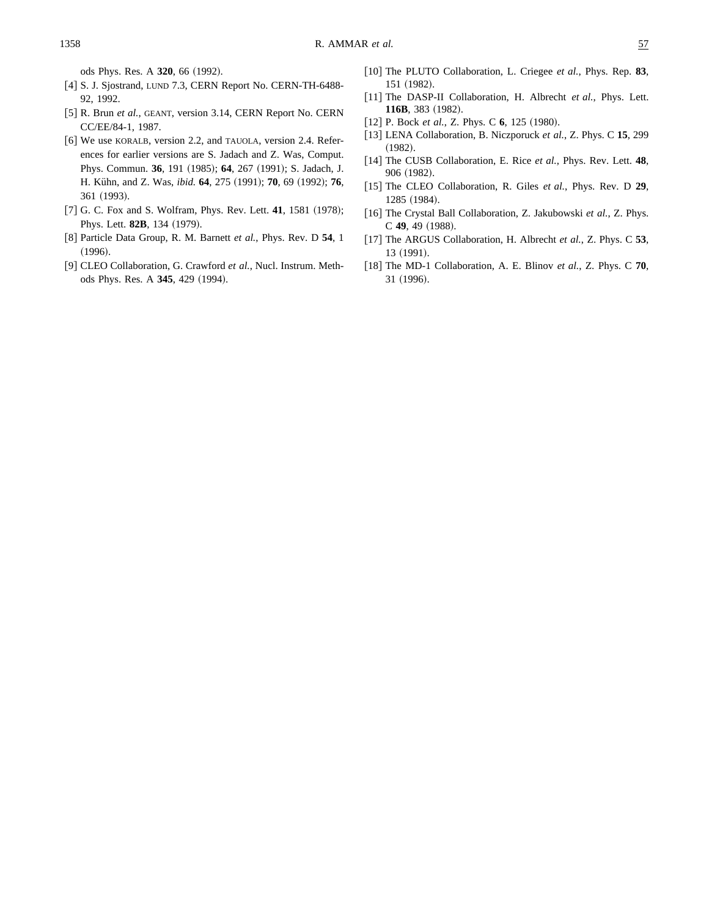ods Phys. Res. A **320**, 66 (1992).

[4] S. J. Sjostrand, LUND 7.3, CERN Report No. CERN-TH-6488-92, 1992.

[5] R. Brun *et al.*, GEANT, version 3.14, CERN Report No. CERN CC/EE/84-1, 1987.

[6] We use KORALB, version 2.2, and TAUOLA, version 2.4. References for earlier versions are S. Jadach and Z. Was, Comput. Phys. Commun. **36**, 191 (1985); **64**, 267 (1991); S. Jadach, J. H. Kühn, and Z. Was, *ibid.* **64**, 275 (1991); **70**, 69 (1992); **76**, 361 (1993).

[7] G. C. Fox and S. Wolfram, Phys. Rev. Lett. **41**, 1581 (1978); Phys. Lett. **82B**, 134 (1979).

[8] Particle Data Group, R. M. Barnett *et al.*, Phys. Rev. D **54**, 1 (1996).

[9] CLEO Collaboration, G. Crawford *et al.*, Nucl. Instrum. Methods Phys. Res. A **345**, 429 (1994).

[10] The PLUTO Collaboration, L. Criegee *et al.*, Phys. Rep. **83**, 151 (1982).

[11] The DASP-II Collaboration, H. Albrecht *et al.*, Phys. Lett. **116B**, 383 (1982).

[12] P. Bock *et al.*, Z. Phys. C **6**, 125 (1980).

[13] LENA Collaboration, B. Niczporuck *et al.*, Z. Phys. C **15**, 299 (1982).

[14] The CUSB Collaboration, E. Rice *et al.*, Phys. Rev. Lett. **48**, 906 (1982).

[15] The CLEO Collaboration, R. Giles *et al.*, Phys. Rev. D **29**, 1285 (1984).

[16] The Crystal Ball Collaboration, Z. Jakubowski *et al.*, Z. Phys. C **49**, 49 (1988).

[17] The ARGUS Collaboration, H. Albrecht *et al.*, Z. Phys. C **53**, 13 (1991).

[18] The MD-1 Collaboration, A. E. Blinov *et al.*, Z. Phys. C **70**, 31 (1996).